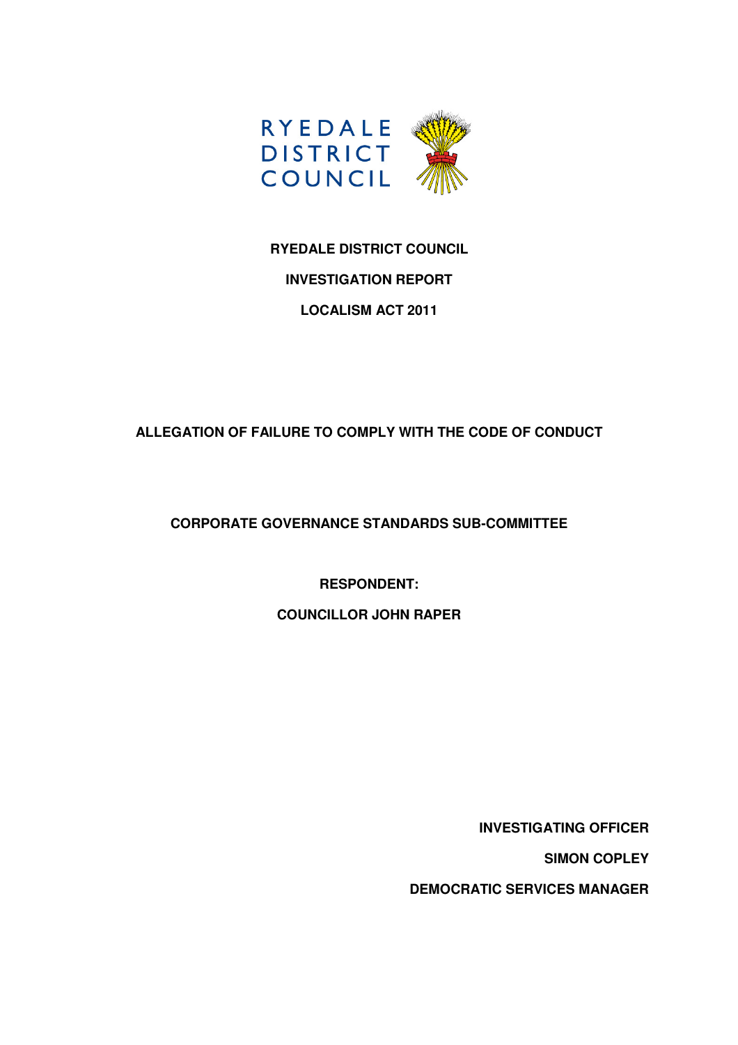RYEDALE DISTRICT COUNCIL

# RYEDALE DISTRICT COUNCIL

## INVESTIGATION REPORT

## LOCALISM ACT 2011

## ALLEGATION OF FAILURE TO COMPLY WITH THE CODE OF CONDUCT

## CORPORATE GOVERNANCE STANDARDS SUB-COMMITTEE

**RESPONDENT:**

**COUNCILLOR JOHN RAPER**

**INVESTIGATING OFFICER**

**SIMON COPLEY**

**DEMOCRATIC SERVICES MANAGER**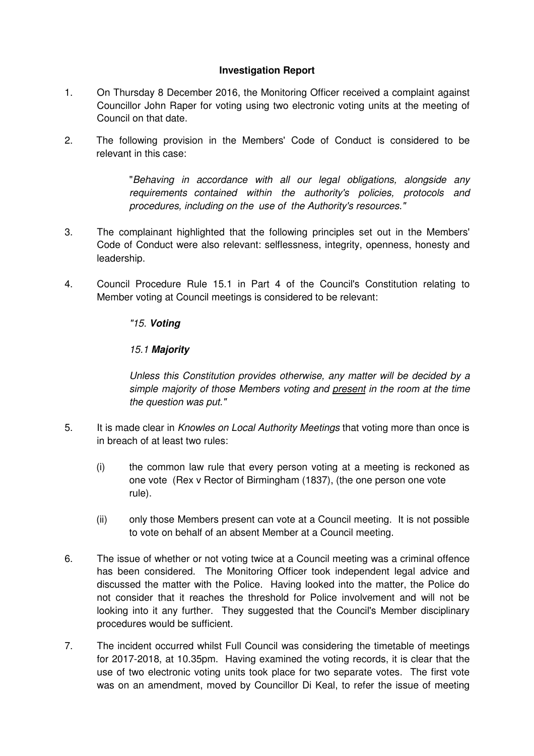**Investigation Report**

1. On Thursday 8 December 2016, the Monitoring Officer received a complaint against Councillor John Raper for voting using two electronic voting units at the meeting of Council on that date.

2. The following provision in the Members' Code of Conduct is considered to be relevant in this case:

   "*Behaving in accordance with all our legal obligations, alongside any requirements contained within the authority's policies, protocols and procedures, including on the use of the Authority's resources.*"

3. The complainant highlighted that the following principles set out in the Members' Code of Conduct were also relevant: selflessness, integrity, openness, honesty and leadership.

4. Council Procedure Rule 15.1 in Part 4 of the Council's Constitution relating to Member voting at Council meetings is considered to be relevant:

   *"15.* ***Voting***

   *15.1* ***Majority***

   *Unless this Constitution provides otherwise, any matter will be decided by a simple majority of those Members voting and <u>present</u> in the room at the time the question was put."*

5. It is made clear in *Knowles on Local Authority Meetings* that voting more than once is in breach of at least two rules:

   (i) the common law rule that every person voting at a meeting is reckoned as one vote (Rex v Rector of Birmingham (1837), (the one person one vote rule).

   (ii) only those Members present can vote at a Council meeting. It is not possible to vote on behalf of an absent Member at a Council meeting.

6. The issue of whether or not voting twice at a Council meeting was a criminal offence has been considered. The Monitoring Officer took independent legal advice and discussed the matter with the Police. Having looked into the matter, the Police do not consider that it reaches the threshold for Police involvement and will not be looking into it any further. They suggested that the Council's Member disciplinary procedures would be sufficient.

7. The incident occurred whilst Full Council was considering the timetable of meetings for 2017-2018, at 10.35pm. Having examined the voting records, it is clear that the use of two electronic voting units took place for two separate votes. The first vote was on an amendment, moved by Councillor Di Keal, to refer the issue of meeting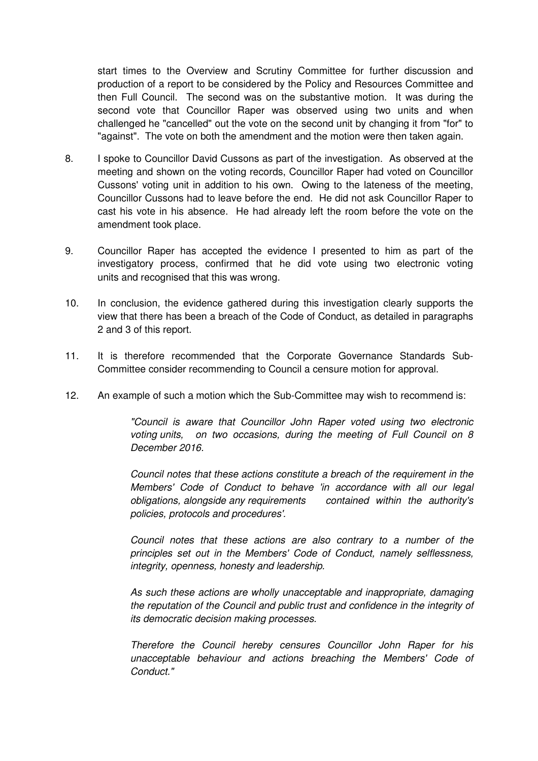start times to the Overview and Scrutiny Committee for further discussion and production of a report to be considered by the Policy and Resources Committee and then Full Council. The second was on the substantive motion. It was during the second vote that Councillor Raper was observed using two units and when challenged he "cancelled" out the vote on the second unit by changing it from "for" to "against". The vote on both the amendment and the motion were then taken again.

8. I spoke to Councillor David Cussons as part of the investigation. As observed at the meeting and shown on the voting records, Councillor Raper had voted on Councillor Cussons' voting unit in addition to his own. Owing to the lateness of the meeting, Councillor Cussons had to leave before the end. He did not ask Councillor Raper to cast his vote in his absence. He had already left the room before the vote on the amendment took place.

9. Councillor Raper has accepted the evidence I presented to him as part of the investigatory process, confirmed that he did vote using two electronic voting units and recognised that this was wrong.

10. In conclusion, the evidence gathered during this investigation clearly supports the view that there has been a breach of the Code of Conduct, as detailed in paragraphs 2 and 3 of this report.

11. It is therefore recommended that the Corporate Governance Standards Sub-Committee consider recommending to Council a censure motion for approval.

12. An example of such a motion which the Sub-Committee may wish to recommend is:

> *"Council is aware that Councillor John Raper voted using two electronic voting units, on two occasions, during the meeting of Full Council on 8 December 2016.*
>
> *Council notes that these actions constitute a breach of the requirement in the Members' Code of Conduct to behave 'in accordance with all our legal obligations, alongside any requirements contained within the authority's policies, protocols and procedures'.*
>
> *Council notes that these actions are also contrary to a number of the principles set out in the Members' Code of Conduct, namely selflessness, integrity, openness, honesty and leadership.*
>
> *As such these actions are wholly unacceptable and inappropriate, damaging the reputation of the Council and public trust and confidence in the integrity of its democratic decision making processes.*
>
> *Therefore the Council hereby censures Councillor John Raper for his unacceptable behaviour and actions breaching the Members' Code of Conduct."*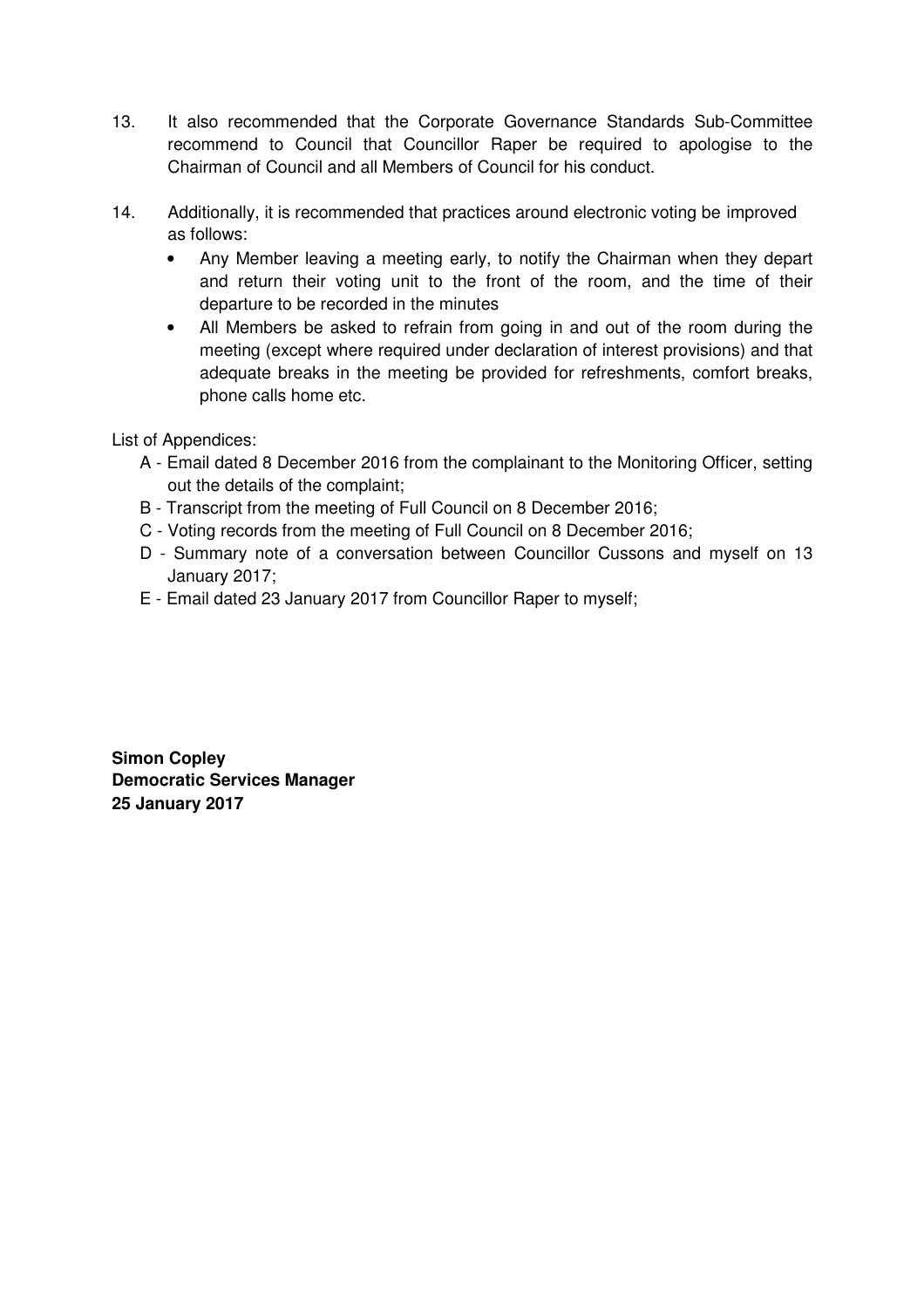13. It also recommended that the Corporate Governance Standards Sub-Committee recommend to Council that Councillor Raper be required to apologise to the Chairman of Council and all Members of Council for his conduct.

14. Additionally, it is recommended that practices around electronic voting be improved as follows:
    - Any Member leaving a meeting early, to notify the Chairman when they depart and return their voting unit to the front of the room, and the time of their departure to be recorded in the minutes
    - All Members be asked to refrain from going in and out of the room during the meeting (except where required under declaration of interest provisions) and that adequate breaks in the meeting be provided for refreshments, comfort breaks, phone calls home etc.

List of Appendices:

- A - Email dated 8 December 2016 from the complainant to the Monitoring Officer, setting out the details of the complaint;
- B - Transcript from the meeting of Full Council on 8 December 2016;
- C - Voting records from the meeting of Full Council on 8 December 2016;
- D - Summary note of a conversation between Councillor Cussons and myself on 13 January 2017;
- E - Email dated 23 January 2017 from Councillor Raper to myself;

**Simon Copley**
**Democratic Services Manager**
**25 January 2017**